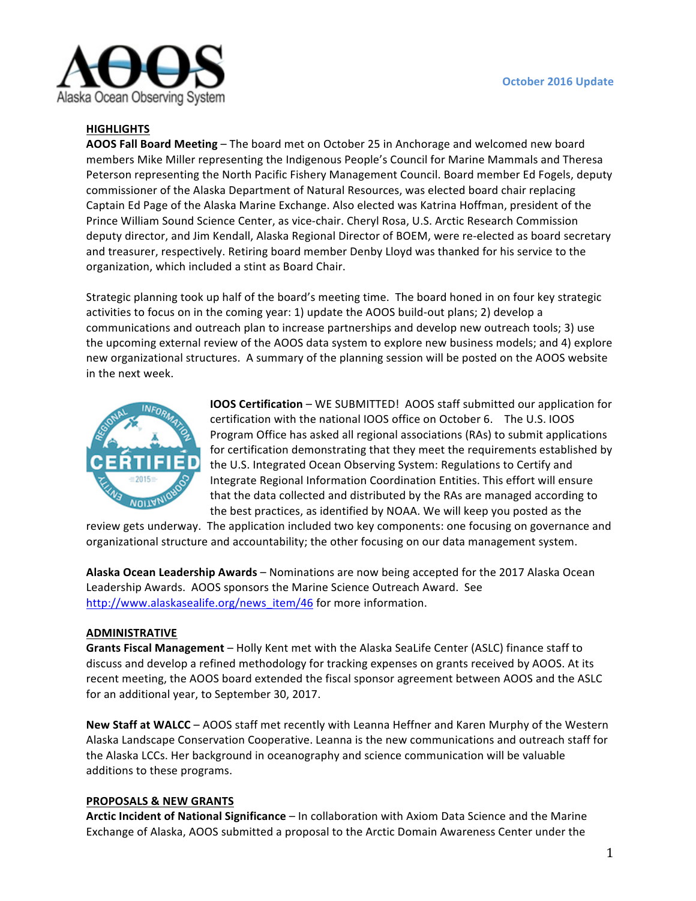**October 2016 Update**

## HIGHLIGHTS

**AOOS Fall Board Meeting** – The board met on October 25 in Anchorage and welcomed new board members Mike Miller representing the Indigenous People's Council for Marine Mammals and Theresa Peterson representing the North Pacific Fishery Management Council. Board member Ed Fogels, deputy commissioner of the Alaska Department of Natural Resources, was elected board chair replacing Captain Ed Page of the Alaska Marine Exchange. Also elected was Katrina Hoffman, president of the Prince William Sound Science Center, as vice-chair. Cheryl Rosa, U.S. Arctic Research Commission deputy director, and Jim Kendall, Alaska Regional Director of BOEM, were re-elected as board secretary and treasurer, respectively. Retiring board member Denby Lloyd was thanked for his service to the organization, which included a stint as Board Chair.

Strategic planning took up half of the board's meeting time. The board honed in on four key strategic activities to focus on in the coming year: 1) update the AOOS build-out plans; 2) develop a communications and outreach plan to increase partnerships and develop new outreach tools; 3) use the upcoming external review of the AOOS data system to explore new business models; and 4) explore new organizational structures. A summary of the planning session will be posted on the AOOS website in the next week.

**IOOS Certification** – WE SUBMITTED! AOOS staff submitted our application for certification with the national IOOS office on October 6. The U.S. IOOS Program Office has asked all regional associations (RAs) to submit applications for certification demonstrating that they meet the requirements established by the U.S. Integrated Ocean Observing System: Regulations to Certify and Integrate Regional Information Coordination Entities. This effort will ensure that the data collected and distributed by the RAs are managed according to the best practices, as identified by NOAA. We will keep you posted as the review gets underway. The application included two key components: one focusing on governance and organizational structure and accountability; the other focusing on our data management system.

**Alaska Ocean Leadership Awards** – Nominations are now being accepted for the 2017 Alaska Ocean Leadership Awards. AOOS sponsors the Marine Science Outreach Award. See http://www.alaskasealife.org/news_item/46 for more information.

## ADMINISTRATIVE

**Grants Fiscal Management** – Holly Kent met with the Alaska SeaLife Center (ASLC) finance staff to discuss and develop a refined methodology for tracking expenses on grants received by AOOS. At its recent meeting, the AOOS board extended the fiscal sponsor agreement between AOOS and the ASLC for an additional year, to September 30, 2017.

**New Staff at WALCC** – AOOS staff met recently with Leanna Heffner and Karen Murphy of the Western Alaska Landscape Conservation Cooperative. Leanna is the new communications and outreach staff for the Alaska LCCs. Her background in oceanography and science communication will be valuable additions to these programs.

## PROPOSALS & NEW GRANTS

**Arctic Incident of National Significance** – In collaboration with Axiom Data Science and the Marine Exchange of Alaska, AOOS submitted a proposal to the Arctic Domain Awareness Center under the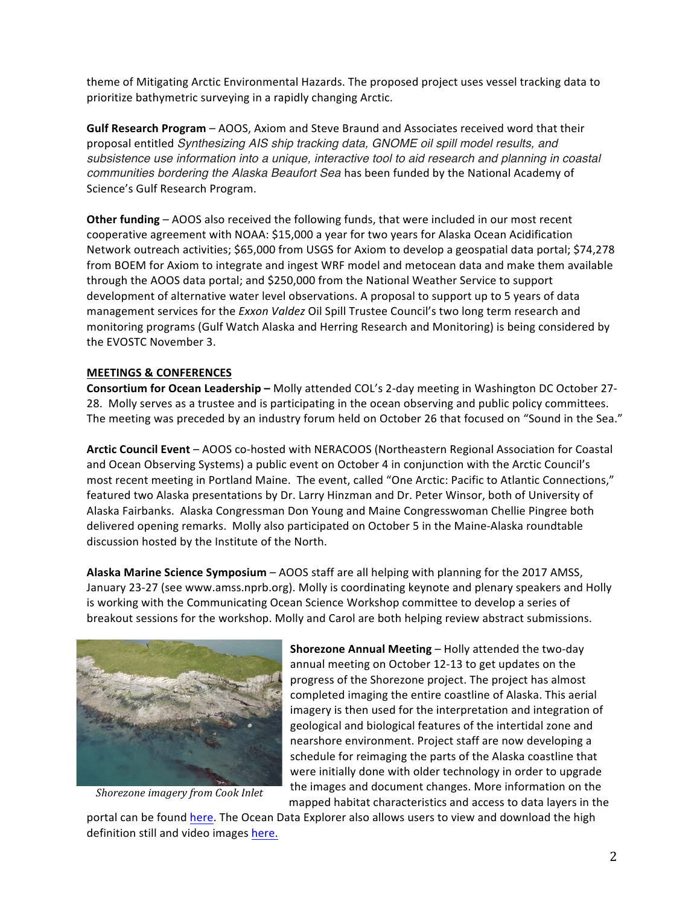theme of Mitigating Arctic Environmental Hazards. The proposed project uses vessel tracking data to prioritize bathymetric surveying in a rapidly changing Arctic.

**Gulf Research Program** – AOOS, Axiom and Steve Braund and Associates received word that their proposal entitled *Synthesizing AIS ship tracking data, GNOME oil spill model results, and subsistence use information into a unique, interactive tool to aid research and planning in coastal communities bordering the Alaska Beaufort Sea* has been funded by the National Academy of Science's Gulf Research Program.

**Other funding** – AOOS also received the following funds, that were included in our most recent cooperative agreement with NOAA: $15,000 a year for two years for Alaska Ocean Acidification Network outreach activities; $65,000 from USGS for Axiom to develop a geospatial data portal; $74,278 from BOEM for Axiom to integrate and ingest WRF model and metocean data and make them available through the AOOS data portal; and $250,000 from the National Weather Service to support development of alternative water level observations. A proposal to support up to 5 years of data management services for the *Exxon Valdez* Oil Spill Trustee Council's two long term research and monitoring programs (Gulf Watch Alaska and Herring Research and Monitoring) is being considered by the EVOSTC November 3.

## MEETINGS & CONFERENCES

**Consortium for Ocean Leadership –** Molly attended COL's 2-day meeting in Washington DC October 27-28. Molly serves as a trustee and is participating in the ocean observing and public policy committees. The meeting was preceded by an industry forum held on October 26 that focused on "Sound in the Sea."

**Arctic Council Event** – AOOS co-hosted with NERACOOS (Northeastern Regional Association for Coastal and Ocean Observing Systems) a public event on October 4 in conjunction with the Arctic Council's most recent meeting in Portland Maine. The event, called "One Arctic: Pacific to Atlantic Connections," featured two Alaska presentations by Dr. Larry Hinzman and Dr. Peter Winsor, both of University of Alaska Fairbanks. Alaska Congressman Don Young and Maine Congresswoman Chellie Pingree both delivered opening remarks. Molly also participated on October 5 in the Maine-Alaska roundtable discussion hosted by the Institute of the North.

**Alaska Marine Science Symposium** – AOOS staff are all helping with planning for the 2017 AMSS, January 23-27 (see www.amss.nprb.org). Molly is coordinating keynote and plenary speakers and Holly is working with the Communicating Ocean Science Workshop committee to develop a series of breakout sessions for the workshop. Molly and Carol are both helping review abstract submissions.

*Shorezone imagery from Cook Inlet*

**Shorezone Annual Meeting** – Holly attended the two-day annual meeting on October 12-13 to get updates on the progress of the Shorezone project. The project has almost completed imaging the entire coastline of Alaska. This aerial imagery is then used for the interpretation and integration of geological and biological features of the intertidal zone and nearshore environment. Project staff are now developing a schedule for reimaging the parts of the Alaska coastline that were initially done with older technology in order to upgrade the images and document changes. More information on the mapped habitat characteristics and access to data layers in the portal can be found here. The Ocean Data Explorer also allows users to view and download the high definition still and video images here.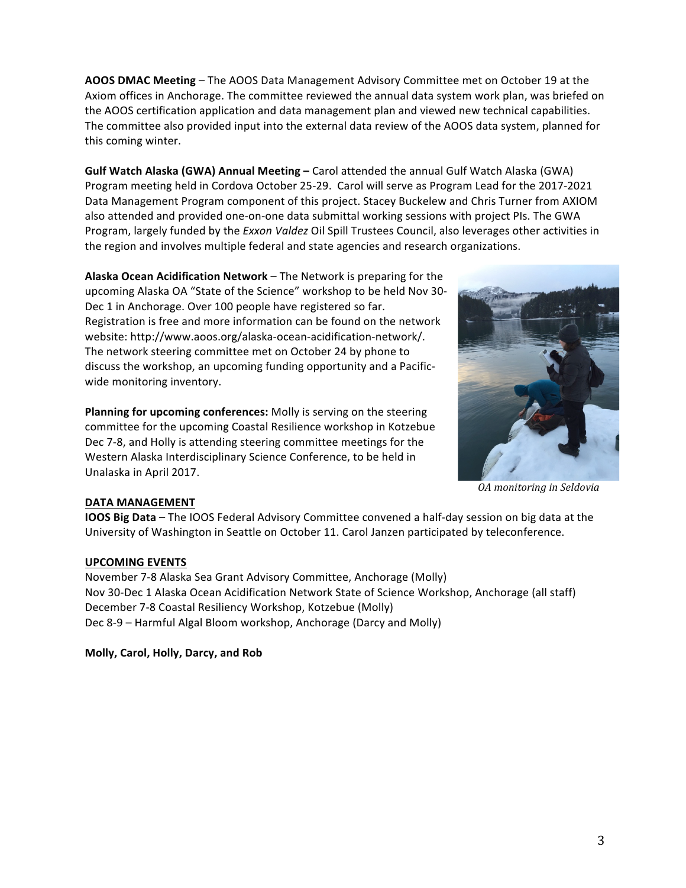**AOOS DMAC Meeting** – The AOOS Data Management Advisory Committee met on October 19 at the Axiom offices in Anchorage. The committee reviewed the annual data system work plan, was briefed on the AOOS certification application and data management plan and viewed new technical capabilities. The committee also provided input into the external data review of the AOOS data system, planned for this coming winter.

**Gulf Watch Alaska (GWA) Annual Meeting –** Carol attended the annual Gulf Watch Alaska (GWA) Program meeting held in Cordova October 25-29. Carol will serve as Program Lead for the 2017-2021 Data Management Program component of this project. Stacey Buckelew and Chris Turner from AXIOM also attended and provided one-on-one data submittal working sessions with project PIs. The GWA Program, largely funded by the *Exxon Valdez* Oil Spill Trustees Council, also leverages other activities in the region and involves multiple federal and state agencies and research organizations.

**Alaska Ocean Acidification Network** – The Network is preparing for the upcoming Alaska OA "State of the Science" workshop to be held Nov 30-Dec 1 in Anchorage. Over 100 people have registered so far. Registration is free and more information can be found on the network website: http://www.aoos.org/alaska-ocean-acidification-network/. The network steering committee met on October 24 by phone to discuss the workshop, an upcoming funding opportunity and a Pacific-wide monitoring inventory.

**Planning for upcoming conferences:** Molly is serving on the steering committee for the upcoming Coastal Resilience workshop in Kotzebue Dec 7-8, and Holly is attending steering committee meetings for the Western Alaska Interdisciplinary Science Conference, to be held in Unalaska in April 2017.

*OA monitoring in Seldovia*

**DATA MANAGEMENT**

**IOOS Big Data** – The IOOS Federal Advisory Committee convened a half-day session on big data at the University of Washington in Seattle on October 11. Carol Janzen participated by teleconference.

**UPCOMING EVENTS**

November 7-8 Alaska Sea Grant Advisory Committee, Anchorage (Molly)
Nov 30-Dec 1 Alaska Ocean Acidification Network State of Science Workshop, Anchorage (all staff)
December 7-8 Coastal Resiliency Workshop, Kotzebue (Molly)
Dec 8-9 – Harmful Algal Bloom workshop, Anchorage (Darcy and Molly)

**Molly, Carol, Holly, Darcy, and Rob**